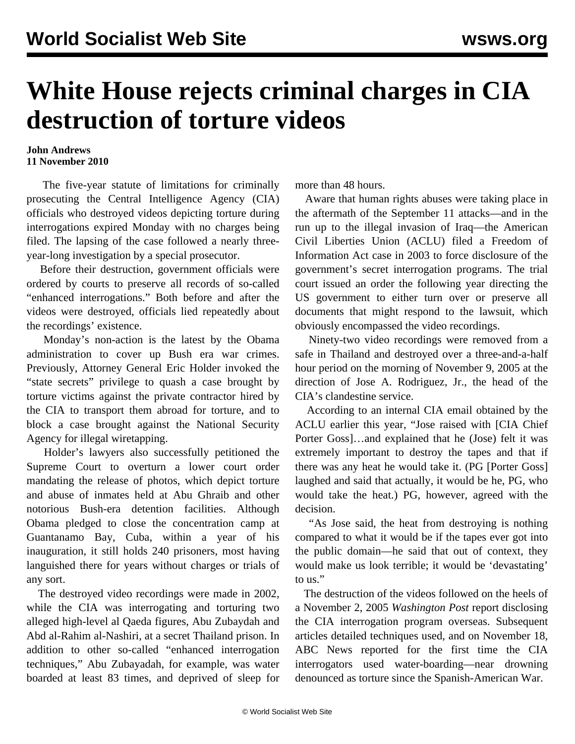# White House rejects criminal charges in CIA destruction of torture videos

**John Andrews**
**11 November 2010**

The five-year statute of limitations for criminally prosecuting the Central Intelligence Agency (CIA) officials who destroyed videos depicting torture during interrogations expired Monday with no charges being filed. The lapsing of the case followed a nearly three-year-long investigation by a special prosecutor.

Before their destruction, government officials were ordered by courts to preserve all records of so-called "enhanced interrogations." Both before and after the videos were destroyed, officials lied repeatedly about the recordings' existence.

Monday's non-action is the latest by the Obama administration to cover up Bush era war crimes. Previously, Attorney General Eric Holder invoked the "state secrets" privilege to quash a case brought by torture victims against the private contractor hired by the CIA to transport them abroad for torture, and to block a case brought against the National Security Agency for illegal wiretapping.

Holder's lawyers also successfully petitioned the Supreme Court to overturn a lower court order mandating the release of photos, which depict torture and abuse of inmates held at Abu Ghraib and other notorious Bush-era detention facilities. Although Obama pledged to close the concentration camp at Guantanamo Bay, Cuba, within a year of his inauguration, it still holds 240 prisoners, most having languished there for years without charges or trials of any sort.

The destroyed video recordings were made in 2002, while the CIA was interrogating and torturing two alleged high-level al Qaeda figures, Abu Zubaydah and Abd al-Rahim al-Nashiri, at a secret Thailand prison. In addition to other so-called "enhanced interrogation techniques," Abu Zubayadah, for example, was water boarded at least 83 times, and deprived of sleep for more than 48 hours.

Aware that human rights abuses were taking place in the aftermath of the September 11 attacks—and in the run up to the illegal invasion of Iraq—the American Civil Liberties Union (ACLU) filed a Freedom of Information Act case in 2003 to force disclosure of the government's secret interrogation programs. The trial court issued an order the following year directing the US government to either turn over or preserve all documents that might respond to the lawsuit, which obviously encompassed the video recordings.

Ninety-two video recordings were removed from a safe in Thailand and destroyed over a three-and-a-half hour period on the morning of November 9, 2005 at the direction of Jose A. Rodriguez, Jr., the head of the CIA's clandestine service.

According to an internal CIA email obtained by the ACLU earlier this year, "Jose raised with [CIA Chief Porter Goss]…and explained that he (Jose) felt it was extremely important to destroy the tapes and that if there was any heat he would take it. (PG [Porter Goss] laughed and said that actually, it would be he, PG, who would take the heat.) PG, however, agreed with the decision.

"As Jose said, the heat from destroying is nothing compared to what it would be if the tapes ever got into the public domain—he said that out of context, they would make us look terrible; it would be 'devastating' to us."

The destruction of the videos followed on the heels of a November 2, 2005 *Washington Post* report disclosing the CIA interrogation program overseas. Subsequent articles detailed techniques used, and on November 18, ABC News reported for the first time the CIA interrogators used water-boarding—near drowning denounced as torture since the Spanish-American War.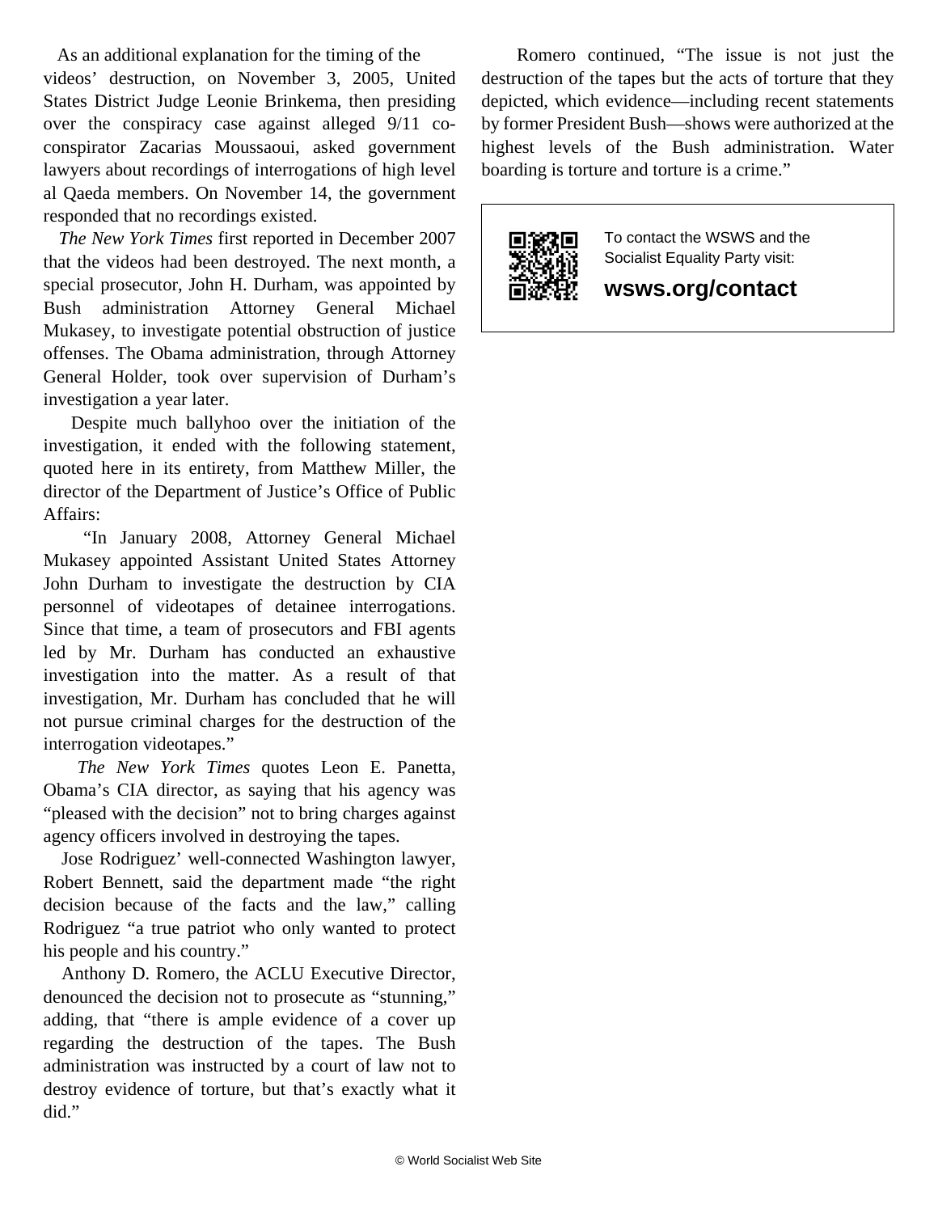As an additional explanation for the timing of the videos' destruction, on November 3, 2005, United States District Judge Leonie Brinkema, then presiding over the conspiracy case against alleged 9/11 co-conspirator Zacarias Moussaoui, asked government lawyers about recordings of interrogations of high level al Qaeda members. On November 14, the government responded that no recordings existed.

*The New York Times* first reported in December 2007 that the videos had been destroyed. The next month, a special prosecutor, John H. Durham, was appointed by Bush administration Attorney General Michael Mukasey, to investigate potential obstruction of justice offenses. The Obama administration, through Attorney General Holder, took over supervision of Durham's investigation a year later.

Despite much ballyhoo over the initiation of the investigation, it ended with the following statement, quoted here in its entirety, from Matthew Miller, the director of the Department of Justice's Office of Public Affairs:

"In January 2008, Attorney General Michael Mukasey appointed Assistant United States Attorney John Durham to investigate the destruction by CIA personnel of videotapes of detainee interrogations. Since that time, a team of prosecutors and FBI agents led by Mr. Durham has conducted an exhaustive investigation into the matter. As a result of that investigation, Mr. Durham has concluded that he will not pursue criminal charges for the destruction of the interrogation videotapes."

*The New York Times* quotes Leon E. Panetta, Obama's CIA director, as saying that his agency was "pleased with the decision" not to bring charges against agency officers involved in destroying the tapes.

Jose Rodriguez' well-connected Washington lawyer, Robert Bennett, said the department made "the right decision because of the facts and the law," calling Rodriguez "a true patriot who only wanted to protect his people and his country."

Anthony D. Romero, the ACLU Executive Director, denounced the decision not to prosecute as "stunning," adding, that "there is ample evidence of a cover up regarding the destruction of the tapes. The Bush administration was instructed by a court of law not to destroy evidence of torture, but that's exactly what it did."

Romero continued, "The issue is not just the destruction of the tapes but the acts of torture that they depicted, which evidence—including recent statements by former President Bush—shows were authorized at the highest levels of the Bush administration. Water boarding is torture and torture is a crime."

To contact the WSWS and the Socialist Equality Party visit:

**wsws.org/contact**